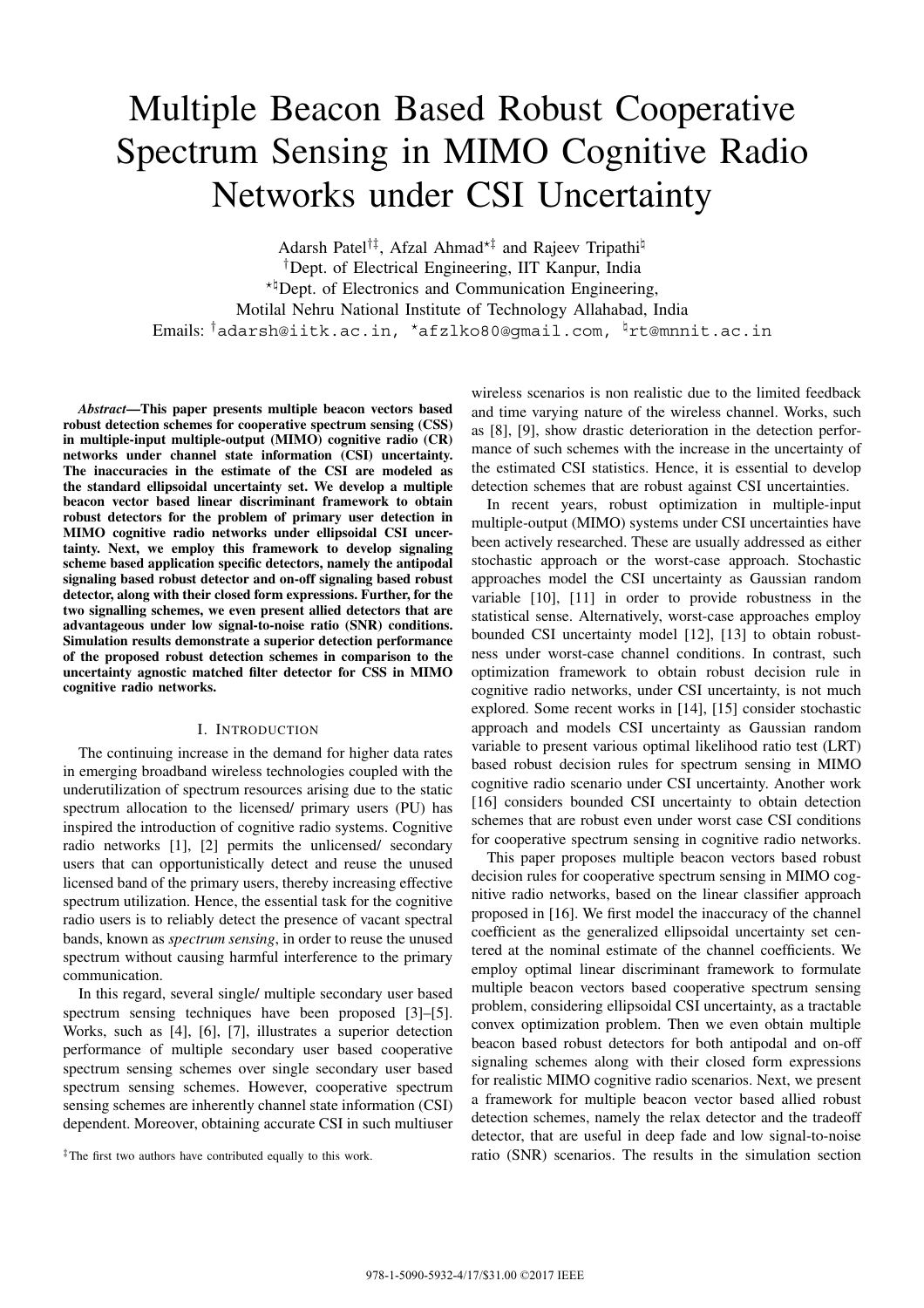# Multiple Beacon Based Robust Cooperative Spectrum Sensing in MIMO Cognitive Radio Networks under CSI Uncertainty

Adarsh Patel[†‡], Afzal Ahmad[⋆‡] and Rajeev Tripathi[♮]

[†]Dept. of Electrical Engineering, IIT Kanpur, India

[⋆♮]Dept. of Electronics and Communication Engineering,
Motilal Nehru National Institute of Technology Allahabad, India

Emails: [†]adarsh@iitk.ac.in, [⋆]afzlko80@gmail.com, [♮]rt@mnnit.ac.in

***Abstract*—This paper presents multiple beacon vectors based robust detection schemes for cooperative spectrum sensing (CSS) in multiple-input multiple-output (MIMO) cognitive radio (CR) networks under channel state information (CSI) uncertainty. The inaccuracies in the estimate of the CSI are modeled as the standard ellipsoidal uncertainty set. We develop a multiple beacon vector based linear discriminant framework to obtain robust detectors for the problem of primary user detection in MIMO cognitive radio networks under ellipsoidal CSI uncertainty. Next, we employ this framework to develop signaling scheme based application specific detectors, namely the antipodal signaling based robust detector and on-off signaling based robust detector, along with their closed form expressions. Further, for the two signalling schemes, we even present allied detectors that are advantageous under low signal-to-noise ratio (SNR) conditions. Simulation results demonstrate a superior detection performance of the proposed robust detection schemes in comparison to the uncertainty agnostic matched filter detector for CSS in MIMO cognitive radio networks.**

## I. Introduction

The continuing increase in the demand for higher data rates in emerging broadband wireless technologies coupled with the underutilization of spectrum resources arising due to the static spectrum allocation to the licensed/ primary users (PU) has inspired the introduction of cognitive radio systems. Cognitive radio networks [1], [2] permits the unlicensed/ secondary users that can opportunistically detect and reuse the unused licensed band of the primary users, thereby increasing effective spectrum utilization. Hence, the essential task for the cognitive radio users is to reliably detect the presence of vacant spectral bands, known as *spectrum sensing*, in order to reuse the unused spectrum without causing harmful interference to the primary communication.

In this regard, several single/ multiple secondary user based spectrum sensing techniques have been proposed [3]–[5]. Works, such as [4], [6], [7], illustrates a superior detection performance of multiple secondary user based cooperative spectrum sensing schemes over single secondary user based spectrum sensing schemes. However, cooperative spectrum sensing schemes are inherently channel state information (CSI) dependent. Moreover, obtaining accurate CSI in such multiuser wireless scenarios is non realistic due to the limited feedback and time varying nature of the wireless channel. Works, such as [8], [9], show drastic deterioration in the detection performance of such schemes with the increase in the uncertainty of the estimated CSI statistics. Hence, it is essential to develop detection schemes that are robust against CSI uncertainties.

In recent years, robust optimization in multiple-input multiple-output (MIMO) systems under CSI uncertainties have been actively researched. These are usually addressed as either stochastic approach or the worst-case approach. Stochastic approaches model the CSI uncertainty as Gaussian random variable [10], [11] in order to provide robustness in the statistical sense. Alternatively, worst-case approaches employ bounded CSI uncertainty model [12], [13] to obtain robustness under worst-case channel conditions. In contrast, such optimization framework to obtain robust decision rule in cognitive radio networks, under CSI uncertainty, is not much explored. Some recent works in [14], [15] consider stochastic approach and models CSI uncertainty as Gaussian random variable to present various optimal likelihood ratio test (LRT) based robust decision rules for spectrum sensing in MIMO cognitive radio scenario under CSI uncertainty. Another work [16] considers bounded CSI uncertainty to obtain detection schemes that are robust even under worst case CSI conditions for cooperative spectrum sensing in cognitive radio networks.

This paper proposes multiple beacon vectors based robust decision rules for cooperative spectrum sensing in MIMO cognitive radio networks, based on the linear classifier approach proposed in [16]. We first model the inaccuracy of the channel coefficient as the generalized ellipsoidal uncertainty set centered at the nominal estimate of the channel coefficients. We employ optimal linear discriminant framework to formulate multiple beacon vectors based cooperative spectrum sensing problem, considering ellipsoidal CSI uncertainty, as a tractable convex optimization problem. Then we even obtain multiple beacon based robust detectors for both antipodal and on-off signaling schemes along with their closed form expressions for realistic MIMO cognitive radio scenarios. Next, we present a framework for multiple beacon vector based allied robust detection schemes, namely the relax detector and the tradeoff detector, that are useful in deep fade and low signal-to-noise ratio (SNR) scenarios. The results in the simulation section

[‡]The first two authors have contributed equally to this work.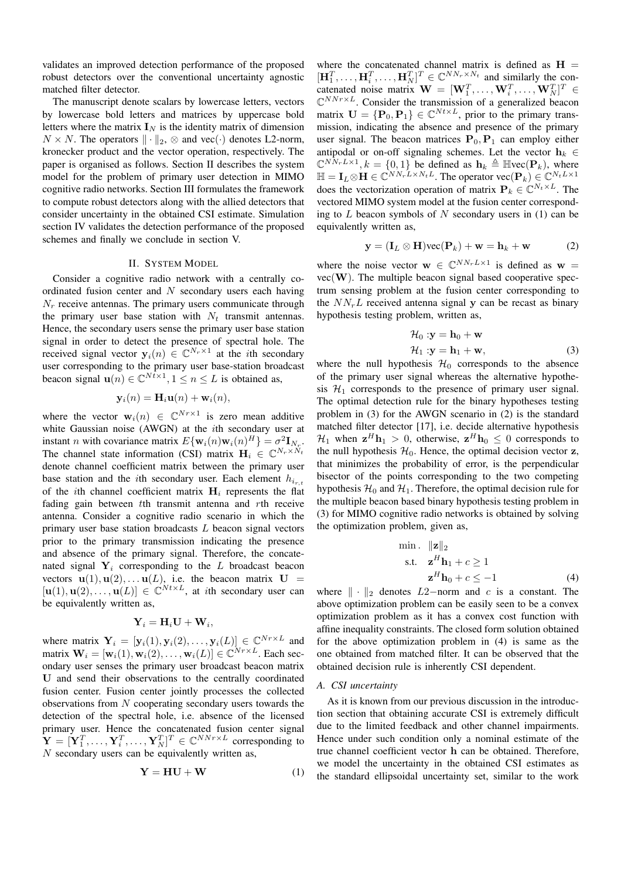validates an improved detection performance of the proposed robust detectors over the conventional uncertainty agnostic matched filter detector.

The manuscript denote scalars by lowercase letters, vectors by lowercase bold letters and matrices by uppercase bold letters where the matrix $\mathbf{I}_N$ is the identity matrix of dimension $N \times N$. The operators $\|\cdot\|_2$, $\otimes$ and vec$(\cdot)$ denotes L2-norm, kronecker product and the vector operation, respectively. The paper is organised as follows. Section II describes the system model for the problem of primary user detection in MIMO cognitive radio networks. Section III formulates the framework to compute robust detectors along with the allied detectors that consider uncertainty in the obtained CSI estimate. Simulation section IV validates the detection performance of the proposed schemes and finally we conclude in section V.

## II. System Model

Consider a cognitive radio network with a centrally coordinated fusion center and $N$ secondary users each having $N_r$ receive antennas. The primary users communicate through the primary user base station with $N_t$ transmit antennas. Hence, the secondary users sense the primary user base station signal in order to detect the presence of spectral hole. The received signal vector $\mathbf{y}_i(n) \in \mathbb{C}^{N_r \times 1}$ at the $i$th secondary user corresponding to the primary user base-station broadcast beacon signal $\mathbf{u}(n) \in \mathbb{C}^{Nt \times 1}, 1 \leq n \leq L$ is obtained as,

$$\mathbf{y}_i(n) = \mathbf{H}_i \mathbf{u}(n) + \mathbf{w}_i(n),$$

where the vector $\mathbf{w}_i(n) \in \mathbb{C}^{Nr \times 1}$ is zero mean additive white Gaussian noise (AWGN) at the $i$th secondary user at instant $n$ with covariance matrix $E\{\mathbf{w}_i(n)\mathbf{w}_i(n)^H\} = \sigma^2 \mathbf{I}_{N_r}$. The channel state information (CSI) matrix $\mathbf{H}_i \in \mathbb{C}^{N_r \times N_t}$ denote channel coefficient matrix between the primary user base station and the $i$th secondary user. Each element $h_{i_{r,t}}$ of the $i$th channel coefficient matrix $\mathbf{H}_i$ represents the flat fading gain between $t$th transmit antenna and $r$th receive antenna. Consider a cognitive radio scenario in which the primary user base station broadcasts $L$ beacon signal vectors prior to the primary transmission indicating the presence and absence of the primary signal. Therefore, the concatenated signal $\mathbf{Y}_i$ corresponding to the $L$ broadcast beacon vectors $\mathbf{u}(1), \mathbf{u}(2), \ldots \mathbf{u}(L)$, i.e. the beacon matrix $\mathbf{U} = [\mathbf{u}(1), \mathbf{u}(2), \ldots, \mathbf{u}(L)] \in \mathbb{C}^{Nt \times L}$, at $i$th secondary user can be equivalently written as,

$$\mathbf{Y}_i = \mathbf{H}_i \mathbf{U} + \mathbf{W}_i,$$

where matrix $\mathbf{Y}_i = [\mathbf{y}_i(1), \mathbf{y}_i(2), \ldots, \mathbf{y}_i(L)] \in \mathbb{C}^{Nr \times L}$ and matrix $\mathbf{W}_i = [\mathbf{w}_i(1), \mathbf{w}_i(2), \ldots, \mathbf{w}_i(L)] \in \mathbb{C}^{Nr \times L}$. Each secondary user senses the primary user broadcast beacon matrix $\mathbf{U}$ and send their observations to the centrally coordinated fusion center. Fusion center jointly processes the collected observations from $N$ cooperating secondary users towards the detection of the spectral hole, i.e. absence of the licensed primary user. Hence the concatenated fusion center signal $\mathbf{Y} = [\mathbf{Y}_1^T, \ldots, \mathbf{Y}_i^T, \ldots, \mathbf{Y}_N^T]^T \in \mathbb{C}^{NNr \times L}$ corresponding to $N$ secondary users can be equivalently written as,

$$\mathbf{Y} = \mathbf{H}\mathbf{U} + \mathbf{W} \tag{1}$$

where the concatenated channel matrix is defined as $\mathbf{H} = [\mathbf{H}_1^T, \ldots, \mathbf{H}_i^T, \ldots, \mathbf{H}_N^T]^T \in \mathbb{C}^{NN_r \times N_t}$ and similarly the concatenated noise matrix $\mathbf{W} = [\mathbf{W}_1^T, \ldots, \mathbf{W}_i^T, \ldots, \mathbf{W}_N^T]^T \in \mathbb{C}^{NNr \times L}$. Consider the transmission of a generalized beacon matrix $\mathbf{U} = \{\mathbf{P}_0, \mathbf{P}_1\} \in \mathbb{C}^{Nt \times L}$, prior to the primary transmission, indicating the absence and presence of the primary user signal. The beacon matrices $\mathbf{P}_0, \mathbf{P}_1$ can employ either antipodal or on-off signaling schemes. Let the vector $\mathbf{h}_k \in \mathbb{C}^{NN_r L \times 1}, k = \{0, 1\}$ be defined as $\mathbf{h}_k \triangleq \mathbb{H}\text{vec}(\mathbf{P}_k)$, where $\mathbb{H} = \mathbf{I}_L \otimes \mathbf{H} \in \mathbb{C}^{NN_r L \times N_t L}$. The operator vec$(\mathbf{P}_k) \in \mathbb{C}^{N_t L \times 1}$ does the vectorization operation of matrix $\mathbf{P}_k \in \mathbb{C}^{N_t \times L}$. The vectored MIMO system model at the fusion center corresponding to $L$ beacon symbols of $N$ secondary users in (1) can be equivalently written as,

$$\mathbf{y} = (\mathbf{I}_L \otimes \mathbf{H})\text{vec}(\mathbf{P}_k) + \mathbf{w} = \mathbf{h}_k + \mathbf{w} \tag{2}$$

where the noise vector $\mathbf{w} \in \mathbb{C}^{NN_r L \times 1}$ is defined as $\mathbf{w} = \text{vec}(\mathbf{W})$. The multiple beacon signal based cooperative spectrum sensing problem at the fusion center corresponding to the $NN_r L$ received antenna signal $\mathbf{y}$ can be recast as binary hypothesis testing problem, written as,

$$\begin{aligned}
\mathcal{H}_0 &: \mathbf{y} = \mathbf{h}_0 + \mathbf{w} \\
\mathcal{H}_1 &: \mathbf{y} = \mathbf{h}_1 + \mathbf{w},
\end{aligned} \tag{3}$$

where the null hypothesis $\mathcal{H}_0$ corresponds to the absence of the primary user signal whereas the alternative hypothesis $\mathcal{H}_1$ corresponds to the presence of primary user signal. The optimal detection rule for the binary hypotheses testing problem in (3) for the AWGN scenario in (2) is the standard matched filter detector [17], i.e. decide alternative hypothesis $\mathcal{H}_1$ when $\mathbf{z}^H \mathbf{h}_1 > 0$, otherwise, $\mathbf{z}^H \mathbf{h}_0 \leq 0$ corresponds to the null hypothesis $\mathcal{H}_0$. Hence, the optimal decision vector $\mathbf{z}$, that minimizes the probability of error, is the perpendicular bisector of the points corresponding to the two competing hypothesis $\mathcal{H}_0$ and $\mathcal{H}_1$. Therefore, the optimal decision rule for the multiple beacon based binary hypothesis testing problem in (3) for MIMO cognitive radio networks is obtained by solving the optimization problem, given as,

$$\begin{aligned}
\min. \quad & \|\mathbf{z}\|_2 \\
\text{s.t.} \quad & \mathbf{z}^H \mathbf{h}_1 + c \geq 1 \\
& \mathbf{z}^H \mathbf{h}_0 + c \leq -1
\end{aligned} \tag{4}$$

where $\|\cdot\|_2$ denotes $L2-$norm and $c$ is a constant. The above optimization problem can be easily seen to be a convex optimization problem as it has a convex cost function with affine inequality constraints. The closed form solution obtained for the above optimization problem in (4) is same as the one obtained from matched filter. It can be observed that the obtained decision rule is inherently CSI dependent.

### A. CSI uncertainty

As it is known from our previous discussion in the introduction section that obtaining accurate CSI is extremely difficult due to the limited feedback and other channel impairments. Hence under such condition only a nominal estimate of the true channel coefficient vector $\mathbf{h}$ can be obtained. Therefore, we model the uncertainty in the obtained CSI estimates as the standard ellipsoidal uncertainty set, similar to the work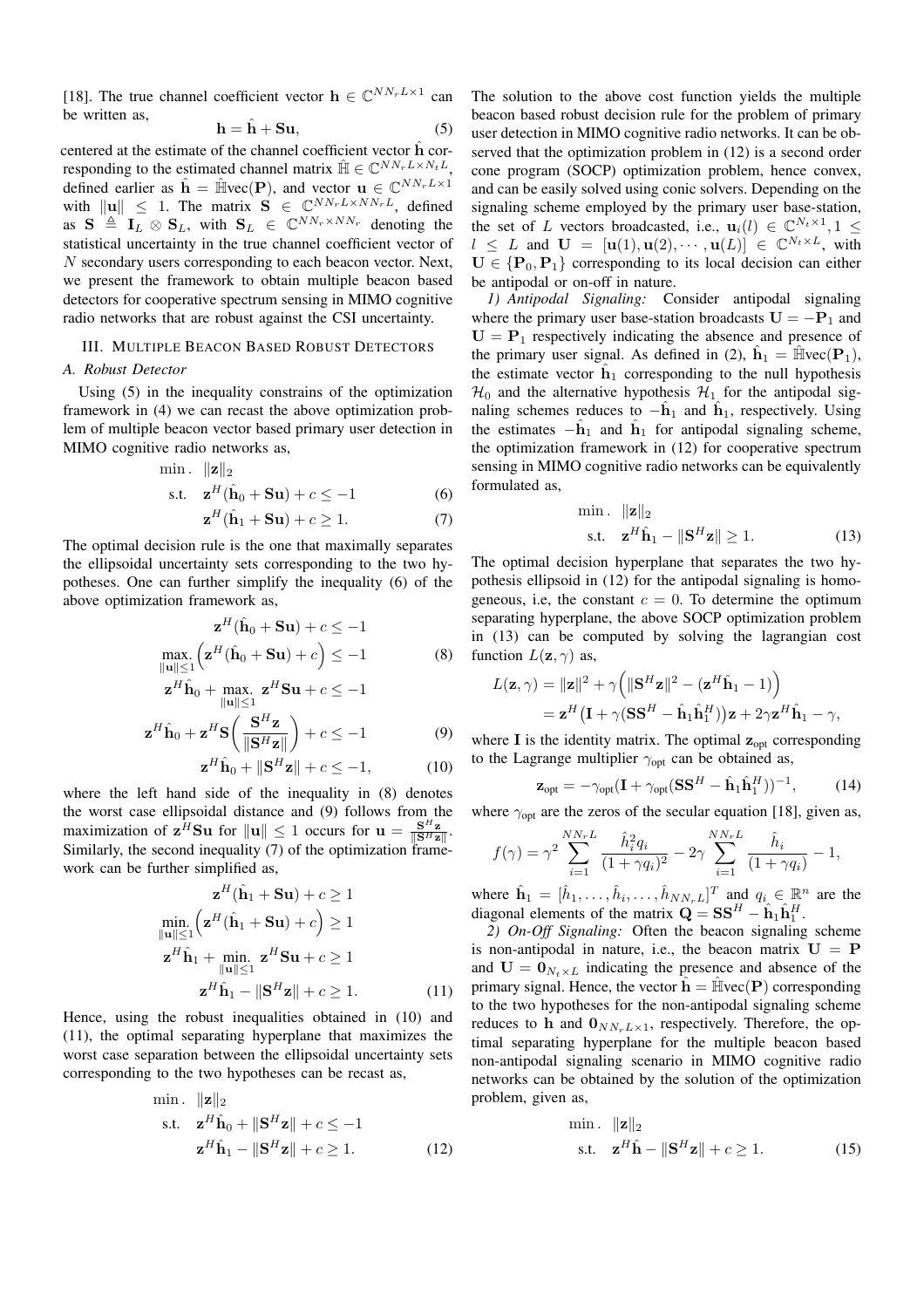[18]. The true channel coefficient vector $\mathbf{h} \in \mathbb{C}^{NN_rL\times 1}$ can be written as,

$$\mathbf{h} = \hat{\mathbf{h}} + \mathbf{S}\mathbf{u}, \tag{5}$$

centered at the estimate of the channel coefficient vector $\hat{\mathbf{h}}$ corresponding to the estimated channel matrix $\hat{\mathbb{H}} \in \mathbb{C}^{NN_rL\times N_tL}$, defined earlier as $\hat{\mathbf{h}} = \hat{\mathbb{H}}\text{vec}(\mathbf{P})$, and vector $\mathbf{u} \in \mathbb{C}^{NN_rL\times 1}$ with $\|\mathbf{u}\| \leq 1$. The matrix $\mathbf{S} \in \mathbb{C}^{NN_rL\times NN_rL}$, defined as $\mathbf{S} \triangleq \mathbf{I}_L \otimes \mathbf{S}_L$, with $\mathbf{S}_L \in \mathbb{C}^{NN_r\times NN_r}$ denoting the statistical uncertainty in the true channel coefficient vector of $N$ secondary users corresponding to each beacon vector. Next, we present the framework to obtain multiple beacon based detectors for cooperative spectrum sensing in MIMO cognitive radio networks that are robust against the CSI uncertainty.

## III. Multiple Beacon Based Robust Detectors

### A. Robust Detector

Using (5) in the inequality constrains of the optimization framework in (4) we can recast the above optimization problem of multiple beacon vector based primary user detection in MIMO cognitive radio networks as,

$$\begin{aligned} \min.\ \ & \|\mathbf{z}\|_2 \\ \text{s.t.}\ \ & \mathbf{z}^H(\hat{\mathbf{h}}_0 + \mathbf{S}\mathbf{u}) + c \leq -1 \qquad (6) \\ & \mathbf{z}^H(\hat{\mathbf{h}}_1 + \mathbf{S}\mathbf{u}) + c \geq 1. \qquad (7) \end{aligned}$$

The optimal decision rule is the one that maximally separates the ellipsoidal uncertainty sets corresponding to the two hypotheses. One can further simplify the inequality (6) of the above optimization framework as,

$$\begin{aligned} \mathbf{z}^H(\hat{\mathbf{h}}_0 + \mathbf{S}\mathbf{u}) + c &\leq -1 \\ \max_{\|\mathbf{u}\|\leq 1}.\Big(\mathbf{z}^H(\hat{\mathbf{h}}_0 + \mathbf{S}\mathbf{u}) + c\Big) &\leq -1 \qquad (8) \\ \mathbf{z}^H\hat{\mathbf{h}}_0 + \max_{\|\mathbf{u}\|\leq 1}.\ \mathbf{z}^H\mathbf{S}\mathbf{u} + c &\leq -1 \\ \mathbf{z}^H\hat{\mathbf{h}}_0 + \mathbf{z}^H\mathbf{S}\Big(\frac{\mathbf{S}^H\mathbf{z}}{\|\mathbf{S}^H\mathbf{z}\|}\Big) + c &\leq -1 \qquad (9) \\ \mathbf{z}^H\hat{\mathbf{h}}_0 + \|\mathbf{S}^H\mathbf{z}\| + c &\leq -1, \qquad (10) \end{aligned}$$

where the left hand side of the inequality in (8) denotes the worst case ellipsoidal distance and (9) follows from the maximization of $\mathbf{z}^H\mathbf{S}\mathbf{u}$ for $\|\mathbf{u}\| \leq 1$ occurs for $\mathbf{u} = \frac{\mathbf{S}^H\mathbf{z}}{\|\mathbf{S}^H\mathbf{z}\|}$. Similarly, the second inequality (7) of the optimization framework can be further simplified as,

$$\begin{aligned} \mathbf{z}^H(\hat{\mathbf{h}}_1 + \mathbf{S}\mathbf{u}) + c &\geq 1 \\ \min_{\|\mathbf{u}\|\leq 1}.\Big(\mathbf{z}^H(\hat{\mathbf{h}}_1 + \mathbf{S}\mathbf{u}) + c\Big) &\geq 1 \\ \mathbf{z}^H\hat{\mathbf{h}}_1 + \min_{\|\mathbf{u}\|\leq 1}.\ \mathbf{z}^H\mathbf{S}\mathbf{u} + c &\geq 1 \\ \mathbf{z}^H\hat{\mathbf{h}}_1 - \|\mathbf{S}^H\mathbf{z}\| + c &\geq 1. \qquad (11) \end{aligned}$$

Hence, using the robust inequalities obtained in (10) and (11), the optimal separating hyperplane that maximizes the worst case separation between the ellipsoidal uncertainty sets corresponding to the two hypotheses can be recast as,

$$\begin{aligned} \min.\ \ & \|\mathbf{z}\|_2 \\ \text{s.t.}\ \ & \mathbf{z}^H\hat{\mathbf{h}}_0 + \|\mathbf{S}^H\mathbf{z}\| + c \leq -1 \\ & \mathbf{z}^H\hat{\mathbf{h}}_1 - \|\mathbf{S}^H\mathbf{z}\| + c \geq 1. \end{aligned} \tag{12}$$

The solution to the above cost function yields the multiple beacon based robust decision rule for the problem of primary user detection in MIMO cognitive radio networks. It can be observed that the optimization problem in (12) is a second order cone program (SOCP) optimization problem, hence convex, and can be easily solved using conic solvers. Depending on the signaling scheme employed by the primary user base-station, the set of $L$ vectors broadcasted, i.e., $\mathbf{u}_i(l) \in \mathbb{C}^{N_t\times 1}, 1 \leq l \leq L$ and $\mathbf{U} = [\mathbf{u}(1), \mathbf{u}(2), \cdots, \mathbf{u}(L)] \in \mathbb{C}^{N_t\times L}$, with $\mathbf{U} \in \{\mathbf{P}_0, \mathbf{P}_1\}$ corresponding to its local decision can either be antipodal or on-off in nature.

*1) Antipodal Signaling:* Consider antipodal signaling where the primary user base-station broadcasts $\mathbf{U} = -\mathbf{P}_1$ and $\mathbf{U} = \mathbf{P}_1$ respectively indicating the absence and presence of the primary user signal. As defined in (2), $\hat{\mathbf{h}}_1 = \hat{\mathbb{H}}\text{vec}(\mathbf{P}_1)$, the estimate vector $\hat{\mathbf{h}}_1$ corresponding to the null hypothesis $\mathcal{H}_0$ and the alternative hypothesis $\mathcal{H}_1$ for the antipodal signaling schemes reduces to $-\hat{\mathbf{h}}_1$ and $\hat{\mathbf{h}}_1$, respectively. Using the estimates $-\hat{\mathbf{h}}_1$ and $\hat{\mathbf{h}}_1$ for antipodal signaling scheme, the optimization framework in (12) for cooperative spectrum sensing in MIMO cognitive radio networks can be equivalently formulated as,

$$\begin{aligned} \min.\ \ & \|\mathbf{z}\|_2 \\ \text{s.t.}\ \ & \mathbf{z}^H\hat{\mathbf{h}}_1 - \|\mathbf{S}^H\mathbf{z}\| \geq 1. \end{aligned} \tag{13}$$

The optimal decision hyperplane that separates the two hypothesis ellipsoid in (12) for the antipodal signaling is homogeneous, i.e, the constant $c = 0$. To determine the optimum separating hyperplane, the above SOCP optimization problem in (13) can be computed by solving the lagrangian cost function $L(\mathbf{z}, \gamma)$ as,

$$\begin{aligned} L(\mathbf{z}, \gamma) &= \|\mathbf{z}\|^2 + \gamma\Big(\|\mathbf{S}^H\mathbf{z}\|^2 - (\mathbf{z}^H\hat{\mathbf{h}}_1 - 1)\Big) \\ &= \mathbf{z}^H\big(\mathbf{I} + \gamma(\mathbf{S}\mathbf{S}^H - \hat{\mathbf{h}}_1\hat{\mathbf{h}}_1^H)\big)\mathbf{z} + 2\gamma\mathbf{z}^H\hat{\mathbf{h}}_1 - \gamma, \end{aligned}$$

where $\mathbf{I}$ is the identity matrix. The optimal $\mathbf{z}_{\text{opt}}$ corresponding to the Lagrange multiplier $\gamma_{\text{opt}}$ can be obtained as,

$$\mathbf{z}_{\text{opt}} = -\gamma_{\text{opt}}(\mathbf{I} + \gamma_{\text{opt}}(\mathbf{S}\mathbf{S}^H - \hat{\mathbf{h}}_1\hat{\mathbf{h}}_1^H))^{-1}, \tag{14}$$

where $\gamma_{\text{opt}}$ are the zeros of the secular equation [18], given as,

$$f(\gamma) = \gamma^2\sum_{i=1}^{NN_rL}\frac{\hat{h}_i^2 q_i}{(1+\gamma q_i)^2} - 2\gamma\sum_{i=1}^{NN_rL}\frac{\hat{h}_i}{(1+\gamma q_i)} - 1,$$

where $\hat{\mathbf{h}}_1 = [\hat{h}_1, \ldots, \hat{h}_i, \ldots, \hat{h}_{NN_rL}]^T$ and $q_i \in \mathbb{R}^n$ are the diagonal elements of the matrix $\mathbf{Q} = \mathbf{S}\mathbf{S}^H - \hat{\mathbf{h}}_1\hat{\mathbf{h}}_1^H$.

*2) On-Off Signaling:* Often the beacon signaling scheme is non-antipodal in nature, i.e., the beacon matrix $\mathbf{U} = \mathbf{P}$ and $\mathbf{U} = \mathbf{0}_{N_t\times L}$ indicating the presence and absence of the primary signal. Hence, the vector $\hat{\mathbf{h}} = \hat{\mathbb{H}}\text{vec}(\mathbf{P})$ corresponding to the two hypotheses for the non-antipodal signaling scheme reduces to $\mathbf{h}$ and $\mathbf{0}_{NN_rL\times 1}$, respectively. Therefore, the optimal separating hyperplane for the multiple beacon based non-antipodal signaling scenario in MIMO cognitive radio networks can be obtained by the solution of the optimization problem, given as,

$$\begin{aligned} \min.\ \ & \|\mathbf{z}\|_2 \\ \text{s.t.}\ \ & \mathbf{z}^H\hat{\mathbf{h}} - \|\mathbf{S}^H\mathbf{z}\| + c \geq 1. \end{aligned} \tag{15}$$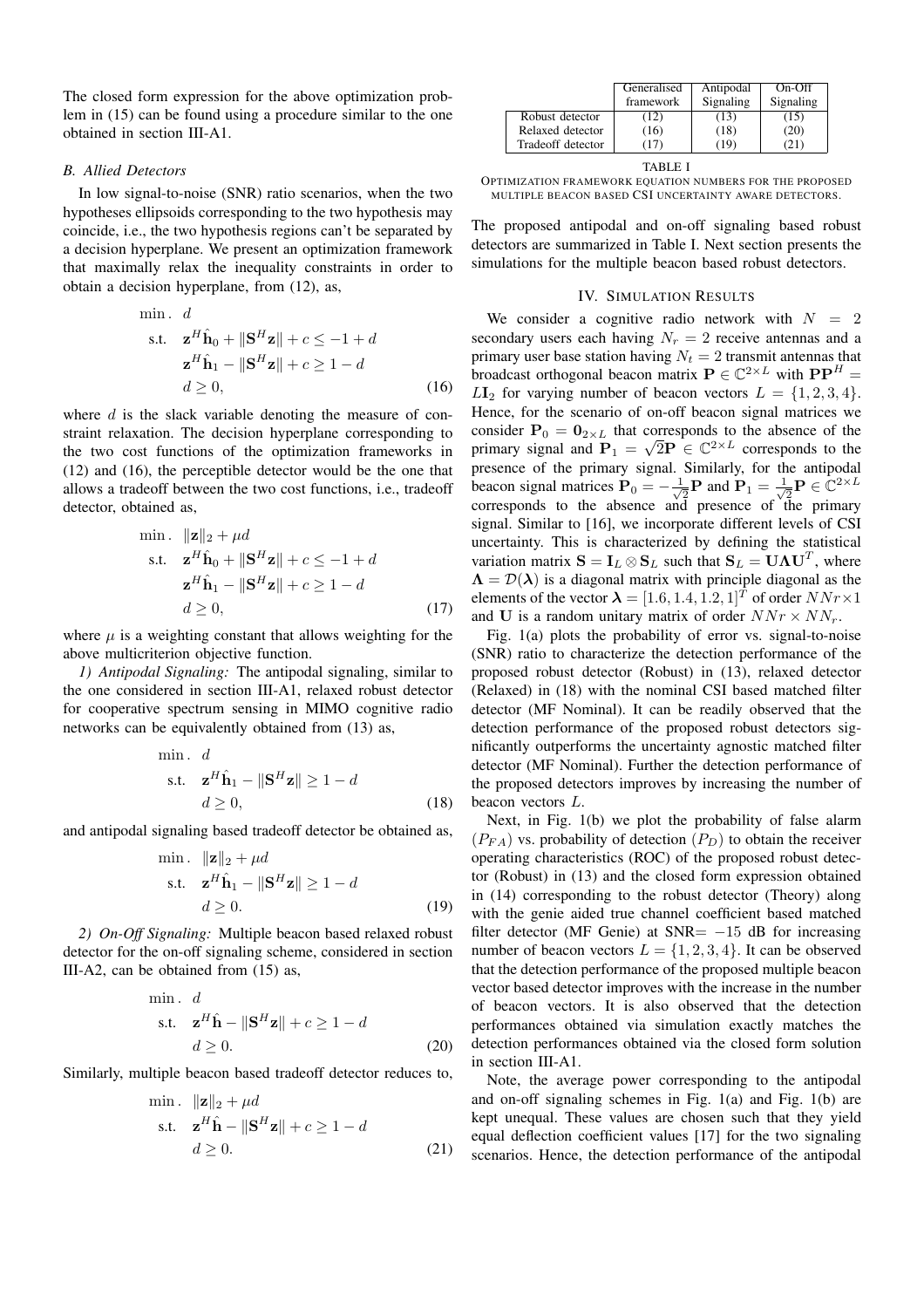The closed form expression for the above optimization problem in (15) can be found using a procedure similar to the one obtained in section III-A1.

### B. Allied Detectors

In low signal-to-noise (SNR) ratio scenarios, when the two hypotheses ellipsoids corresponding to the two hypothesis may coincide, i.e., the two hypothesis regions can't be separated by a decision hyperplane. We present an optimization framework that maximally relax the inequality constraints in order to obtain a decision hyperplane, from (12), as,

$$
\begin{aligned}
\min . \quad & d \\
\text{s.t.} \quad & \mathbf{z}^H \hat{\mathbf{h}}_0 + \|\mathbf{S}^H \mathbf{z}\| + c \leq -1 + d \\
& \mathbf{z}^H \hat{\mathbf{h}}_1 - \|\mathbf{S}^H \mathbf{z}\| + c \geq 1 - d \\
& d \geq 0,
\end{aligned} \tag{16}
$$

where $d$ is the slack variable denoting the measure of constraint relaxation. The decision hyperplane corresponding to the two cost functions of the optimization frameworks in (12) and (16), the perceptible detector would be the one that allows a tradeoff between the two cost functions, i.e., tradeoff detector, obtained as,

$$
\begin{aligned}
\min . \quad & \|\mathbf{z}\|_2 + \mu d \\
\text{s.t.} \quad & \mathbf{z}^H \hat{\mathbf{h}}_0 + \|\mathbf{S}^H \mathbf{z}\| + c \leq -1 + d \\
& \mathbf{z}^H \hat{\mathbf{h}}_1 - \|\mathbf{S}^H \mathbf{z}\| + c \geq 1 - d \\
& d \geq 0,
\end{aligned} \tag{17}
$$

where $\mu$ is a weighting constant that allows weighting for the above multicriterion objective function.

*1) Antipodal Signaling:* The antipodal signaling, similar to the one considered in section III-A1, relaxed robust detector for cooperative spectrum sensing in MIMO cognitive radio networks can be equivalently obtained from (13) as,

$$
\begin{aligned}
\min . \quad & d \\
\text{s.t.} \quad & \mathbf{z}^H \hat{\mathbf{h}}_1 - \|\mathbf{S}^H \mathbf{z}\| \geq 1 - d \\
& d \geq 0,
\end{aligned} \tag{18}
$$

and antipodal signaling based tradeoff detector be obtained as,

$$
\begin{aligned}
\min . \quad & \|\mathbf{z}\|_2 + \mu d \\
\text{s.t.} \quad & \mathbf{z}^H \hat{\mathbf{h}}_1 - \|\mathbf{S}^H \mathbf{z}\| \geq 1 - d \\
& d \geq 0.
\end{aligned} \tag{19}
$$

*2) On-Off Signaling:* Multiple beacon based relaxed robust detector for the on-off signaling scheme, considered in section III-A2, can be obtained from (15) as,

$$
\begin{aligned}
\min . \quad & d \\
\text{s.t.} \quad & \mathbf{z}^H \hat{\mathbf{h}} - \|\mathbf{S}^H \mathbf{z}\| + c \geq 1 - d \\
& d \geq 0.
\end{aligned} \tag{20}
$$

Similarly, multiple beacon based tradeoff detector reduces to,

$$
\begin{aligned}
\min . \quad & \|\mathbf{z}\|_2 + \mu d \\
\text{s.t.} \quad & \mathbf{z}^H \hat{\mathbf{h}} - \|\mathbf{S}^H \mathbf{z}\| + c \geq 1 - d \\
& d \geq 0.
\end{aligned} \tag{21}
$$

| | Generalised framework | Antipodal Signaling | On-Off Signaling |
|---|---|---|---|
| Robust detector | (12) | (13) | (15) |
| Relaxed detector | (16) | (18) | (20) |
| Tradeoff detector | (17) | (19) | (21) |

TABLE I
OPTIMIZATION FRAMEWORK EQUATION NUMBERS FOR THE PROPOSED MULTIPLE BEACON BASED CSI UNCERTAINTY AWARE DETECTORS.

The proposed antipodal and on-off signaling based robust detectors are summarized in Table I. Next section presents the simulations for the multiple beacon based robust detectors.

## IV. Simulation Results

We consider a cognitive radio network with $N = 2$ secondary users each having $N_r = 2$ receive antennas and a primary user base station having $N_t = 2$ transmit antennas that broadcast orthogonal beacon matrix $\mathbf{P} \in \mathbb{C}^{2 \times L}$ with $\mathbf{P}\mathbf{P}^H = L\mathbf{I}_2$ for varying number of beacon vectors $L = \{1, 2, 3, 4\}$. Hence, for the scenario of on-off beacon signal matrices we consider $\mathbf{P}_0 = \mathbf{0}_{2 \times L}$ that corresponds to the absence of the primary signal and $\mathbf{P}_1 = \sqrt{2}\mathbf{P} \in \mathbb{C}^{2 \times L}$ corresponds to the presence of the primary signal. Similarly, for the antipodal beacon signal matrices $\mathbf{P}_0 = -\frac{1}{\sqrt{2}}\mathbf{P}$ and $\mathbf{P}_1 = \frac{1}{\sqrt{2}}\mathbf{P} \in \mathbb{C}^{2 \times L}$ corresponds to the absence and presence of the primary signal. Similar to [16], we incorporate different levels of CSI uncertainty. This is characterized by defining the statistical variation matrix $\mathbf{S} = \mathbf{I}_L \otimes \mathbf{S}_L$ such that $\mathbf{S}_L = \mathbf{U}\mathbf{\Lambda}\mathbf{U}^T$, where $\mathbf{\Lambda} = \mathcal{D}(\boldsymbol{\lambda})$ is a diagonal matrix with principle diagonal as the elements of the vector $\boldsymbol{\lambda} = [1.6, 1.4, 1.2, 1]^T$ of order $NNr \times 1$ and $\mathbf{U}$ is a random unitary matrix of order $NNr \times NN_r$.

Fig. 1(a) plots the probability of error vs. signal-to-noise (SNR) ratio to characterize the detection performance of the proposed robust detector (Robust) in (13), relaxed detector (Relaxed) in (18) with the nominal CSI based matched filter detector (MF Nominal). It can be readily observed that the detection performance of the proposed robust detectors significantly outperforms the uncertainty agnostic matched filter detector (MF Nominal). Further the detection performance of the proposed detectors improves by increasing the number of beacon vectors $L$.

Next, in Fig. 1(b) we plot the probability of false alarm ($P_{FA}$) vs. probability of detection ($P_D$) to obtain the receiver operating characteristics (ROC) of the proposed robust detector (Robust) in (13) and the closed form expression obtained in (14) corresponding to the robust detector (Theory) along with the genie aided true channel coefficient based matched filter detector (MF Genie) at SNR$= -15$ dB for increasing number of beacon vectors $L = \{1, 2, 3, 4\}$. It can be observed that the detection performance of the proposed multiple beacon vector based detector improves with the increase in the number of beacon vectors. It is also observed that the detection performances obtained via simulation exactly matches the detection performances obtained via the closed form solution in section III-A1.

Note, the average power corresponding to the antipodal and on-off signaling schemes in Fig. 1(a) and Fig. 1(b) are kept unequal. These values are chosen such that they yield equal deflection coefficient values [17] for the two signaling scenarios. Hence, the detection performance of the antipodal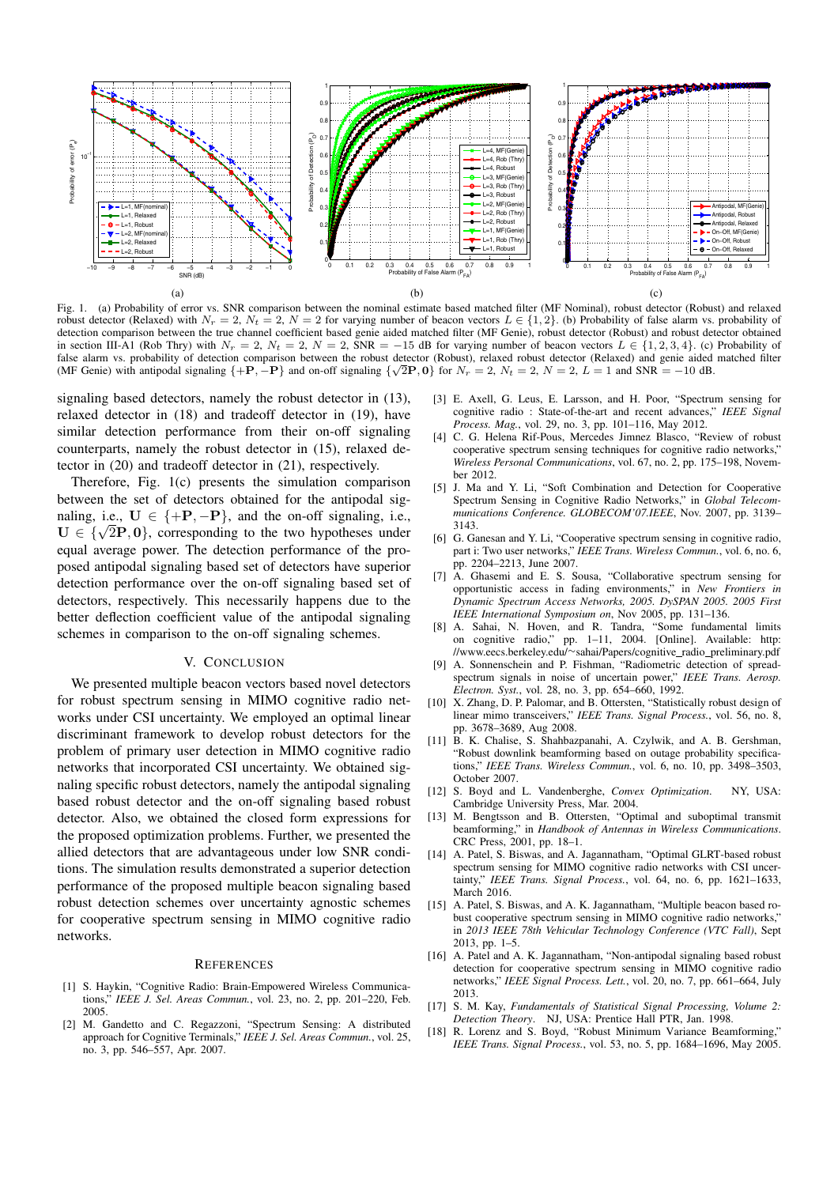(a)

SNR (dB)

Probability of error ($P_e$)

L=1, MF(nominal)
L=1, Relaxed
L=1, Robust
L=2, MF(nominal)
L=2, Relaxed
L=2, Robust

(b)

Probability of False Alarm ($P_{FA}$)

Probability of Detection ($P_D$)

L=4, MF(Genie)
L=4, Rob (Thry)
L=4, Robust
L=3, MF(Genie)
L=3, Rob (Thry)
L=3, Robust
L=2, MF(Genie)
L=2, Rob (Thry)
L=2, Robust
L=1, MF(Genie)
L=1, Rob (Thry)
L=1, Robust

(c)

Probability of False Alarm ($P_{FA}$)

Probability of Detection ($P_D$)

Antipodal, MF(Genie)
Antipodal, Robust
Antipodal, Relaxed
On-Off, MF(Genie)
On-Off, Robust
On-Off, Relaxed

Fig. 1. (a) Probability of error vs. SNR comparison between the nominal estimate based matched filter (MF Nominal), robust detector (Robust) and relaxed robust detector (Relaxed) with $N_r = 2$, $N_t = 2$, $N = 2$ for varying number of beacon vectors $L \in \{1, 2\}$. (b) Probability of false alarm vs. probability of detection comparison between the true channel coefficient based genie aided matched filter (MF Genie), robust detector (Robust) and robust detector obtained in section III-A1 (Rob Thry) with $N_r = 2$, $N_t = 2$, $N = 2$, SNR $= -15$ dB for varying number of beacon vectors $L \in \{1, 2, 3, 4\}$. (c) Probability of false alarm vs. probability of detection comparison between the robust detector (Robust), relaxed robust detector (Relaxed) and genie aided matched filter (MF Genie) with antipodal signaling $\{+\mathbf{P}, -\mathbf{P}\}$ and on-off signaling $\{\sqrt{2}\mathbf{P}, \mathbf{0}\}$ for $N_r = 2$, $N_t = 2$, $N = 2$, $L = 1$ and SNR $= -10$ dB.

signaling based detectors, namely the robust detector in (13), relaxed detector in (18) and tradeoff detector in (19), have similar detection performance from their on-off signaling counterparts, namely the robust detector in (15), relaxed detector in (20) and tradeoff detector in (21), respectively.

Therefore, Fig. 1(c) presents the simulation comparison between the set of detectors obtained for the antipodal signaling, i.e., $\mathbf{U} \in \{+\mathbf{P}, -\mathbf{P}\}$, and the on-off signaling, i.e., $\mathbf{U} \in \{\sqrt{2}\mathbf{P}, \mathbf{0}\}$, corresponding to the two hypotheses under equal average power. The detection performance of the proposed antipodal signaling based set of detectors have superior detection performance over the on-off signaling based set of detectors, respectively. This necessarily happens due to the better deflection coefficient value of the antipodal signaling schemes in comparison to the on-off signaling schemes.

## V. Conclusion

We presented multiple beacon vectors based novel detectors for robust spectrum sensing in MIMO cognitive radio networks under CSI uncertainty. We employed an optimal linear discriminant framework to develop robust detectors for the problem of primary user detection in MIMO cognitive radio networks that incorporated CSI uncertainty. We obtained signaling specific robust detectors, namely the antipodal signaling based robust detector and the on-off signaling based robust detector. Also, we obtained the closed form expressions for the proposed optimization problems. Further, we presented the allied detectors that are advantageous under low SNR conditions. The simulation results demonstrated a superior detection performance of the proposed multiple beacon signaling based robust detection schemes over uncertainty agnostic schemes for cooperative spectrum sensing in MIMO cognitive radio networks.

## References

[1] S. Haykin, "Cognitive Radio: Brain-Empowered Wireless Communications," *IEEE J. Sel. Areas Commun.*, vol. 23, no. 2, pp. 201–220, Feb. 2005.

[2] M. Gandetto and C. Regazzoni, "Spectrum Sensing: A distributed approach for Cognitive Terminals," *IEEE J. Sel. Areas Commun.*, vol. 25, no. 3, pp. 546–557, Apr. 2007.

[3] E. Axell, G. Leus, E. Larsson, and H. Poor, "Spectrum sensing for cognitive radio : State-of-the-art and recent advances," *IEEE Signal Process. Mag.*, vol. 29, no. 3, pp. 101–116, May 2012.

[4] C. G. Helena Rif-Pous, Mercedes Jimnez Blasco, "Review of robust cooperative spectrum sensing techniques for cognitive radio networks," *Wireless Personal Communications*, vol. 67, no. 2, pp. 175–198, November 2012.

[5] J. Ma and Y. Li, "Soft Combination and Detection for Cooperative Spectrum Sensing in Cognitive Radio Networks," in *Global Telecommunications Conference. GLOBECOM'07.IEEE*, Nov. 2007, pp. 3139–3143.

[6] G. Ganesan and Y. Li, "Cooperative spectrum sensing in cognitive radio, part i: Two user networks," *IEEE Trans. Wireless Commun.*, vol. 6, no. 6, pp. 2204–2213, June 2007.

[7] A. Ghasemi and E. S. Sousa, "Collaborative spectrum sensing for opportunistic access in fading environments," in *New Frontiers in Dynamic Spectrum Access Networks, 2005. DySPAN 2005. 2005 First IEEE International Symposium on*, Nov 2005, pp. 131–136.

[8] A. Sahai, N. Hoven, and R. Tandra, "Some fundamental limits on cognitive radio," pp. 1–11, 2004. [Online]. Available: http://www.eecs.berkeley.edu/~sahai/Papers/cognitive_radio_preliminary.pdf

[9] A. Sonnenschein and P. Fishman, "Radiometric detection of spread-spectrum signals in noise of uncertain power," *IEEE Trans. Aerosp. Electron. Syst.*, vol. 28, no. 3, pp. 654–660, 1992.

[10] X. Zhang, D. P. Palomar, and B. Ottersten, "Statistically robust design of linear mimo transceivers," *IEEE Trans. Signal Process.*, vol. 56, no. 8, pp. 3678–3689, Aug 2008.

[11] B. K. Chalise, S. Shahbazpanahi, A. Czylwik, and A. B. Gershman, "Robust downlink beamforming based on outage probability specifications," *IEEE Trans. Wireless Commun.*, vol. 6, no. 10, pp. 3498–3503, October 2007.

[12] S. Boyd and L. Vandenberghe, *Convex Optimization*. NY, USA: Cambridge University Press, Mar. 2004.

[13] M. Bengtsson and B. Ottersten, "Optimal and suboptimal transmit beamforming," in *Handbook of Antennas in Wireless Communications*. CRC Press, 2001, pp. 18–1.

[14] A. Patel, S. Biswas, and A. Jagannatham, "Optimal GLRT-based robust spectrum sensing for MIMO cognitive radio networks with CSI uncertainty," *IEEE Trans. Signal Process.*, vol. 64, no. 6, pp. 1621–1633, March 2016.

[15] A. Patel, S. Biswas, and A. K. Jagannatham, "Multiple beacon based robust cooperative spectrum sensing in MIMO cognitive radio networks," in *2013 IEEE 78th Vehicular Technology Conference (VTC Fall)*, Sept 2013, pp. 1–5.

[16] A. Patel and A. K. Jagannatham, "Non-antipodal signaling based robust detection for cooperative spectrum sensing in MIMO cognitive radio networks," *IEEE Signal Process. Lett.*, vol. 20, no. 7, pp. 661–664, July 2013.

[17] S. M. Kay, *Fundamentals of Statistical Signal Processing, Volume 2: Detection Theory*. NJ, USA: Prentice Hall PTR, Jan. 1998.

[18] R. Lorenz and S. Boyd, "Robust Minimum Variance Beamforming," *IEEE Trans. Signal Process.*, vol. 53, no. 5, pp. 1684–1696, May 2005.